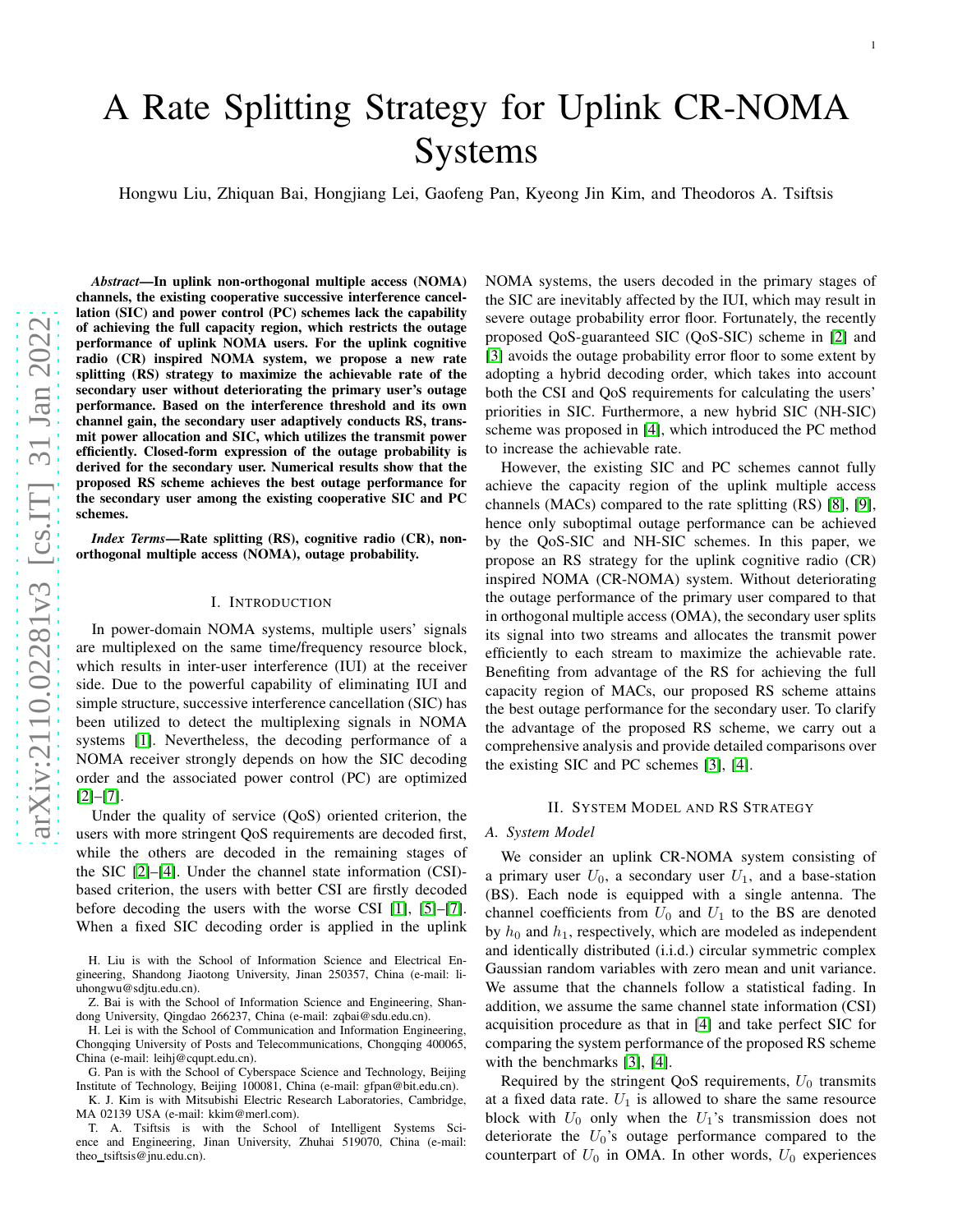# A Rate Splitting Strategy for Uplink CR-NOMA Systems

Hongwu Liu, Zhiquan Bai, Hongjiang Lei, Gaofeng Pan, Kyeong Jin Kim, and Theodoros A. Tsiftsis

***Abstract*—In uplink non-orthogonal multiple access (NOMA) channels, the existing cooperative successive interference cancellation (SIC) and power control (PC) schemes lack the capability of achieving the full capacity region, which restricts the outage performance of uplink NOMA users. For the uplink cognitive radio (CR) inspired NOMA system, we propose a new rate splitting (RS) strategy to maximize the achievable rate of the secondary user without deteriorating the primary user's outage performance. Based on the interference threshold and its own channel gain, the secondary user adaptively conducts RS, transmit power allocation and SIC, which utilizes the transmit power efficiently. Closed-form expression of the outage probability is derived for the secondary user. Numerical results show that the proposed RS scheme achieves the best outage performance for the secondary user among the existing cooperative SIC and PC schemes.**

***Index Terms*—Rate splitting (RS), cognitive radio (CR), non-orthogonal multiple access (NOMA), outage probability.**

## I. Introduction

In power-domain NOMA systems, multiple users' signals are multiplexed on the same time/frequency resource block, which results in inter-user interference (IUI) at the receiver side. Due to the powerful capability of eliminating IUI and simple structure, successive interference cancellation (SIC) has been utilized to detect the multiplexing signals in NOMA systems [1]. Nevertheless, the decoding performance of a NOMA receiver strongly depends on how the SIC decoding order and the associated power control (PC) are optimized [2]–[7].

Under the quality of service (QoS) oriented criterion, the users with more stringent QoS requirements are decoded first, while the others are decoded in the remaining stages of the SIC [2]–[4]. Under the channel state information (CSI)-based criterion, the users with better CSI are firstly decoded before decoding the users with the worse CSI [1], [5]–[7]. When a fixed SIC decoding order is applied in the uplink NOMA systems, the users decoded in the primary stages of the SIC are inevitably affected by the IUI, which may result in severe outage probability error floor. Fortunately, the recently proposed QoS-guaranteed SIC (QoS-SIC) scheme in [2] and [3] avoids the outage probability error floor to some extent by adopting a hybrid decoding order, which takes into account both the CSI and QoS requirements for calculating the users' priorities in SIC. Furthermore, a new hybrid SIC (NH-SIC) scheme was proposed in [4], which introduced the PC method to increase the achievable rate.

However, the existing SIC and PC schemes cannot fully achieve the capacity region of the uplink multiple access channels (MACs) compared to the rate splitting (RS) [8], [9], hence only suboptimal outage performance can be achieved by the QoS-SIC and NH-SIC schemes. In this paper, we propose an RS strategy for the uplink cognitive radio (CR) inspired NOMA (CR-NOMA) system. Without deteriorating the outage performance of the primary user compared to that in orthogonal multiple access (OMA), the secondary user splits its signal into two streams and allocates the transmit power efficiently to each stream to maximize the achievable rate. Benefiting from advantage of the RS for achieving the full capacity region of MACs, our proposed RS scheme attains the best outage performance for the secondary user. To clarify the advantage of the proposed RS scheme, we carry out a comprehensive analysis and provide detailed comparisons over the existing SIC and PC schemes [3], [4].

H. Liu is with the School of Information Science and Electrical Engineering, Shandong Jiaotong University, Jinan 250357, China (e-mail: liuhongwu@sdjtu.edu.cn).

Z. Bai is with the School of Information Science and Engineering, Shandong University, Qingdao 266237, China (e-mail: zqbai@sdu.edu.cn).

H. Lei is with the School of Communication and Information Engineering, Chongqing University of Posts and Telecommunications, Chongqing 400065, China (e-mail: leihj@cqupt.edu.cn).

G. Pan is with the School of Cyberspace Science and Technology, Beijing Institute of Technology, Beijing 100081, China (e-mail: gfpan@bit.edu.cn).

K. J. Kim is with Mitsubishi Electric Research Laboratories, Cambridge, MA 02139 USA (e-mail: kkim@merl.com).

T. A. Tsiftsis is with the School of Intelligent Systems Science and Engineering, Jinan University, Zhuhai 519070, China (e-mail: theo_tsiftsis@jnu.edu.cn).

## II. System Model and RS Strategy

### A. System Model

We consider an uplink CR-NOMA system consisting of a primary user $U_0$, a secondary user $U_1$, and a base-station (BS). Each node is equipped with a single antenna. The channel coefficients from $U_0$ and $U_1$ to the BS are denoted by $h_0$ and $h_1$, respectively, which are modeled as independent and identically distributed (i.i.d.) circular symmetric complex Gaussian random variables with zero mean and unit variance. We assume that the channels follow a statistical fading. In addition, we assume the same channel state information (CSI) acquisition procedure as that in [4] and take perfect SIC for comparing the system performance of the proposed RS scheme with the benchmarks [3], [4].

Required by the stringent QoS requirements, $U_0$ transmits at a fixed data rate. $U_1$ is allowed to share the same resource block with $U_0$ only when the $U_1$'s transmission does not deteriorate the $U_0$'s outage performance compared to the counterpart of $U_0$ in OMA. In other words, $U_0$ experiences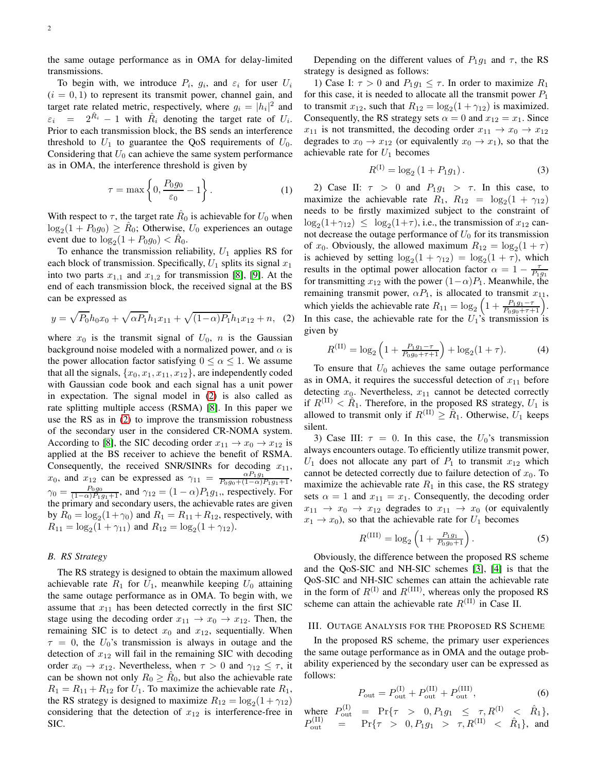the same outage performance as in OMA for delay-limited transmissions.

To begin with, we introduce $P_i$, $g_i$, and $\varepsilon_i$ for user $U_i$ $(i = 0, 1)$ to represent its transmit power, channel gain, and target rate related metric, respectively, where $g_i = |h_i|^2$ and $\varepsilon_i = 2^{\hat{R}_i} - 1$ with $\hat{R}_i$ denoting the target rate of $U_i$. Prior to each transmission block, the BS sends an interference threshold to $U_1$ to guarantee the QoS requirements of $U_0$. Considering that $U_0$ can achieve the same system performance as in OMA, the interference threshold is given by

$$\tau = \max\left\{0, \frac{P_0 g_0}{\varepsilon_0} - 1\right\}. \quad (1)$$

With respect to $\tau$, the target rate $\hat{R}_0$ is achievable for $U_0$ when $\log_2(1 + P_0 g_0) \geq \hat{R}_0$; Otherwise, $U_0$ experiences an outage event due to $\log_2(1 + P_0 g_0) < \hat{R}_0$.

To enhance the transmission reliability, $U_1$ applies RS for each block of transmission. Specifically, $U_1$ splits its signal $x_1$ into two parts $x_{1,1}$ and $x_{1,2}$ for transmission [8], [9]. At the end of each transmission block, the received signal at the BS can be expressed as

$$y = \sqrt{P_0} h_0 x_0 + \sqrt{\alpha P_1} h_1 x_{11} + \sqrt{(1-\alpha) P_1} h_1 x_{12} + n, \quad (2)$$

where $x_0$ is the transmit signal of $U_0$, $n$ is the Gaussian background noise modeled with a normalized power, and $\alpha$ is the power allocation factor satisfying $0 \leq \alpha \leq 1$. We assume that all the signals, $\{x_0, x_1, x_{11}, x_{12}\}$, are independently coded with Gaussian code book and each signal has a unit power in expectation. The signal model in (2) is also called as rate splitting multiple access (RSMA) [8]. In this paper we use the RS as in (2) to improve the transmission robustness of the secondary user in the considered CR-NOMA system. According to [8], the SIC decoding order $x_{11} \rightarrow x_0 \rightarrow x_{12}$ is applied at the BS receiver to achieve the benefit of RSMA. Consequently, the received SNR/SINRs for decoding $x_{11}$, $x_0$, and $x_{12}$ can be expressed as $\gamma_{11} = \frac{\alpha P_1 g_1}{P_0 g_0 + (1-\alpha) P_1 g_1 + 1}$, $\gamma_0 = \frac{P_0 g_0}{(1-\alpha) P_1 g_1 + 1}$, and $\gamma_{12} = (1-\alpha) P_1 g_1$, respectively. For the primary and secondary users, the achievable rates are given by $R_0 = \log_2(1 + \gamma_0)$ and $R_1 = R_{11} + R_{12}$, respectively, with $R_{11} = \log_2(1 + \gamma_{11})$ and $R_{12} = \log_2(1 + \gamma_{12})$.

### B. RS Strategy

The RS strategy is designed to obtain the maximum allowed achievable rate $R_1$ for $U_1$, meanwhile keeping $U_0$ attaining the same outage performance as in OMA. To begin with, we assume that $x_{11}$ has been detected correctly in the first SIC stage using the decoding order $x_{11} \rightarrow x_0 \rightarrow x_{12}$. Then, the remaining SIC is to detect $x_0$ and $x_{12}$, sequentially. When $\tau = 0$, the $U_0$'s transmission is always in outage and the detection of $x_{12}$ will fail in the remaining SIC with decoding order $x_0 \rightarrow x_{12}$. Nevertheless, when $\tau > 0$ and $\gamma_{12} \leq \tau$, it can be shown not only $R_0 \geq \hat{R}_0$, but also the achievable rate $R_1 = R_{11} + R_{12}$ for $U_1$. To maximize the achievable rate $R_1$, the RS strategy is designed to maximize $R_{12} = \log_2(1 + \gamma_{12})$ considering that the detection of $x_{12}$ is interference-free in SIC.

Depending on the different values of $P_1 g_1$ and $\tau$, the RS strategy is designed as follows:

1) Case I: $\tau > 0$ and $P_1 g_1 \leq \tau$. In order to maximize $R_1$ for this case, it is needed to allocate all the transmit power $P_1$ to transmit $x_{12}$, such that $R_{12} = \log_2(1 + \gamma_{12})$ is maximized. Consequently, the RS strategy sets $\alpha = 0$ and $x_{12} = x_1$. Since $x_{11}$ is not transmitted, the decoding order $x_{11} \rightarrow x_0 \rightarrow x_{12}$ degrades to $x_0 \rightarrow x_{12}$ (or equivalently $x_0 \rightarrow x_1$), so that the achievable rate for $U_1$ becomes

$$R^{(\mathrm{I})} = \log_2(1 + P_1 g_1). \quad (3)$$

2) Case II: $\tau > 0$ and $P_1 g_1 > \tau$. In this case, to maximize the achievable rate $R_1$, $R_{12} = \log_2(1 + \gamma_{12})$ needs to be firstly maximized subject to the constraint of $\log_2(1+\gamma_{12}) \leq \log_2(1+\tau)$, i.e., the transmission of $x_{12}$ cannot decrease the outage performance of $U_0$ for its transmission of $x_0$. Obviously, the allowed maximum $R_{12} = \log_2(1 + \tau)$ is achieved by setting $\log_2(1 + \gamma_{12}) = \log_2(1 + \tau)$, which results in the optimal power allocation factor $\alpha = 1 - \frac{\tau}{P_1 g_1}$ for transmitting $x_{12}$ with the power $(1-\alpha) P_1$. Meanwhile, the remaining transmit power, $\alpha P_1$, is allocated to transmit $x_{11}$, which yields the achievable rate $R_{11} = \log_2\left(1 + \frac{P_1 g_1 - \tau}{P_0 g_0 + \tau + 1}\right)$. In this case, the achievable rate for the $U_1$'s transmission is given by

$$R^{(\mathrm{II})} = \log_2\left(1 + \frac{P_1 g_1 - \tau}{P_0 g_0 + \tau + 1}\right) + \log_2(1 + \tau). \quad (4)$$

To ensure that $U_0$ achieves the same outage performance as in OMA, it requires the successful detection of $x_{11}$ before detecting $x_0$. Nevertheless, $x_{11}$ cannot be detected correctly if $R^{(\mathrm{II})} < \hat{R}_1$. Therefore, in the proposed RS strategy, $U_1$ is allowed to transmit only if $R^{(\mathrm{II})} \geq \hat{R}_1$. Otherwise, $U_1$ keeps silent.

3) Case III: $\tau = 0$. In this case, the $U_0$'s transmission always encounters outage. To efficiently utilize transmit power, $U_1$ does not allocate any part of $P_1$ to transmit $x_{12}$ which cannot be detected correctly due to failure detection of $x_0$. To maximize the achievable rate $R_1$ in this case, the RS strategy sets $\alpha = 1$ and $x_{11} = x_1$. Consequently, the decoding order $x_{11} \rightarrow x_0 \rightarrow x_{12}$ degrades to $x_{11} \rightarrow x_0$ (or equivalently $x_1 \rightarrow x_0$), so that the achievable rate for $U_1$ becomes

$$R^{(\mathrm{III})} = \log_2\left(1 + \frac{P_1 g_1}{P_0 g_0 + 1}\right). \quad (5)$$

Obviously, the difference between the proposed RS scheme and the QoS-SIC and NH-SIC schemes [3], [4] is that the QoS-SIC and NH-SIC schemes can attain the achievable rate in the form of $R^{(\mathrm{I})}$ and $R^{(\mathrm{III})}$, whereas only the proposed RS scheme can attain the achievable rate $R^{(\mathrm{II})}$ in Case II.

## III. Outage Analysis for the Proposed RS Scheme

In the proposed RS scheme, the primary user experiences the same outage performance as in OMA and the outage probability experienced by the secondary user can be expressed as follows:

$$P_{\mathrm{out}} = P_{\mathrm{out}}^{(\mathrm{I})} + P_{\mathrm{out}}^{(\mathrm{II})} + P_{\mathrm{out}}^{(\mathrm{III})}, \quad (6)$$

where $P_{\mathrm{out}}^{(\mathrm{I})} = \Pr\{\tau > 0, P_1 g_1 \leq \tau, R^{(\mathrm{I})} < \hat{R}_1\}$, $P_{\mathrm{out}}^{(\mathrm{II})} = \Pr\{\tau > 0, P_1 g_1 > \tau, R^{(\mathrm{II})} < \hat{R}_1\}$, and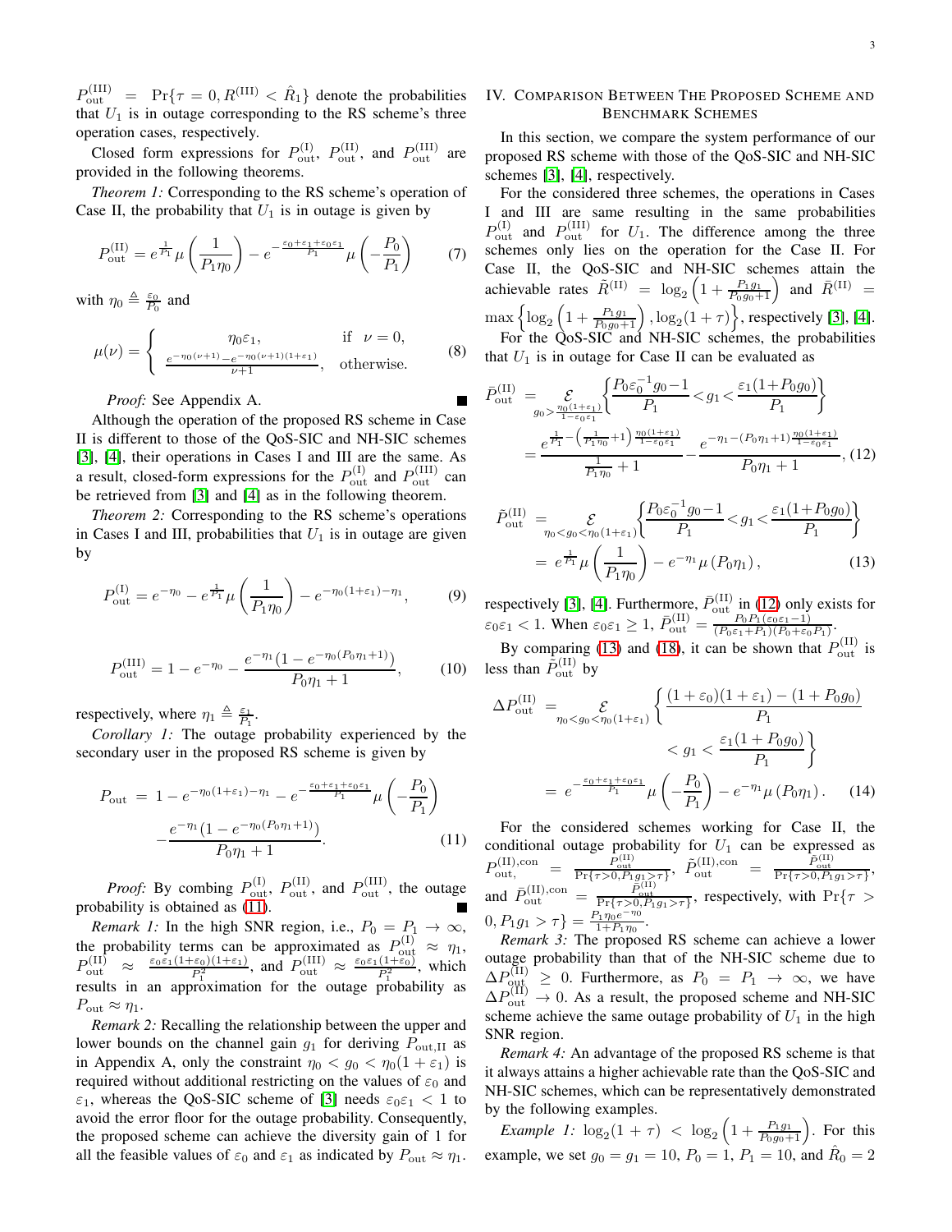$P_{\rm out}^{\rm (III)} = \Pr\{\tau = 0, R^{\rm (III)} < \hat{R}_1\}$ denote the probabilities that $U_1$ is in outage corresponding to the RS scheme's three operation cases, respectively.

Closed form expressions for $P_{\rm out}^{\rm (I)}$, $P_{\rm out}^{\rm (II)}$, and $P_{\rm out}^{\rm (III)}$ are provided in the following theorems.

*Theorem 1:* Corresponding to the RS scheme's operation of Case II, the probability that $U_1$ is in outage is given by

$$P_{\rm out}^{\rm (II)} = e^{\frac{1}{P_1}}\mu\left(\frac{1}{P_1\eta_0}\right) - e^{-\frac{\varepsilon_0+\varepsilon_1+\varepsilon_0\varepsilon_1}{P_1}}\mu\left(-\frac{P_0}{P_1}\right) \tag{7}$$

with $\eta_0 \triangleq \frac{\varepsilon_0}{P_0}$ and

$$\mu(\nu) = \begin{cases} \eta_0\varepsilon_1, & \text{if } \nu = 0, \\ \frac{e^{-\eta_0(\nu+1)} - e^{-\eta_0(\nu+1)(1+\varepsilon_1)}}{\nu+1}, & \text{otherwise.} \end{cases} \tag{8}$$

*Proof:* See Appendix A. ∎

Although the operation of the proposed RS scheme in Case II is different to those of the QoS-SIC and NH-SIC schemes [3], [4], their operations in Cases I and III are the same. As a result, closed-form expressions for the $P_{\rm out}^{\rm (I)}$ and $P_{\rm out}^{\rm (III)}$ can be retrieved from [3] and [4] as in the following theorem.

*Theorem 2:* Corresponding to the RS scheme's operations in Cases I and III, probabilities that $U_1$ is in outage are given by

$$P_{\rm out}^{\rm (I)} = e^{-\eta_0} - e^{\frac{1}{P_1}}\mu\left(\frac{1}{P_1\eta_0}\right) - e^{-\eta_0(1+\varepsilon_1)-\eta_1}, \tag{9}$$

$$P_{\rm out}^{\rm (III)} = 1 - e^{-\eta_0} - \frac{e^{-\eta_1}(1-e^{-\eta_0(P_0\eta_1+1)})}{P_0\eta_1+1}, \tag{10}$$

respectively, where $\eta_1 \triangleq \frac{\varepsilon_1}{P_1}$.

*Corollary 1:* The outage probability experienced by the secondary user in the proposed RS scheme is given by

$$P_{\rm out} = 1 - e^{-\eta_0(1+\varepsilon_1)-\eta_1} - e^{-\frac{\varepsilon_0+\varepsilon_1+\varepsilon_0\varepsilon_1}{P_1}}\mu\left(-\frac{P_0}{P_1}\right) - \frac{e^{-\eta_1}(1-e^{-\eta_0(P_0\eta_1+1)})}{P_0\eta_1+1}. \tag{11}$$

*Proof:* By combing $P_{\rm out}^{\rm (I)}$, $P_{\rm out}^{\rm (II)}$, and $P_{\rm out}^{\rm (III)}$, the outage probability is obtained as (11). ∎

*Remark 1:* In the high SNR region, i.e., $P_0 = P_1 \to \infty$, the probability terms can be approximated as $P_{\rm out}^{\rm (I)} \approx \eta_1$, $P_{\rm out}^{\rm (II)} \approx \frac{\varepsilon_0\varepsilon_1(1+\varepsilon_0)(1+\varepsilon_1)}{P_1^2}$, and $P_{\rm out}^{\rm (III)} \approx \frac{\varepsilon_0\varepsilon_1(1+\varepsilon_0)}{P_1^2}$, which results in an approximation for the outage probability as $P_{\rm out} \approx \eta_1$.

*Remark 2:* Recalling the relationship between the upper and lower bounds on the channel gain $g_1$ for deriving $P_{\rm out,II}$ as in Appendix A, only the constraint $\eta_0 < g_0 < \eta_0(1+\varepsilon_1)$ is required without additional restricting on the values of $\varepsilon_0$ and $\varepsilon_1$, whereas the QoS-SIC scheme of [3] needs $\varepsilon_0\varepsilon_1 < 1$ to avoid the error floor for the outage probability. Consequently, the proposed scheme can achieve the diversity gain of 1 for all the feasible values of $\varepsilon_0$ and $\varepsilon_1$ as indicated by $P_{\rm out} \approx \eta_1$.

## IV. Comparison Between The Proposed Scheme and Benchmark Schemes

In this section, we compare the system performance of our proposed RS scheme with those of the QoS-SIC and NH-SIC schemes [3], [4], respectively.

For the considered three schemes, the operations in Cases I and III are same resulting in the same probabilities $P_{\rm out}^{\rm (I)}$ and $P_{\rm out}^{\rm (III)}$ for $U_1$. The difference among the three schemes only lies on the operation for the Case II. For Case II, the QoS-SIC and NH-SIC schemes attain the achievable rates $\tilde{R}^{\rm (II)} = \log_2\left(1+\frac{P_1g_1}{P_0g_0+1}\right)$ and $\bar{R}^{\rm (II)} = \max\left\{\log_2\left(1+\frac{P_1g_1}{P_0g_0+1}\right), \log_2(1+\tau)\right\}$, respectively [3], [4].

For the QoS-SIC and NH-SIC schemes, the probabilities that $U_1$ is in outage for Case II can be evaluated as

$$\begin{aligned}\bar{P}_{\rm out}^{\rm (II)} &= \underset{g_0>\frac{\eta_0(1+\varepsilon_1)}{1-\varepsilon_0\varepsilon_1}}{\mathcal{E}}\left\{\frac{P_0\varepsilon_0^{-1}g_0-1}{P_1} < g_1 < \frac{\varepsilon_1(1+P_0g_0)}{P_1}\right\} \\ &= \frac{e^{\frac{1}{P_1}-\left(\frac{1}{P_1\eta_0}+1\right)\frac{\eta_0(1+\varepsilon_1)}{1-\varepsilon_0\varepsilon_1}}}{\frac{1}{P_1\eta_0}+1} - \frac{e^{-\eta_1-(P_0\eta_1+1)\frac{\eta_0(1+\varepsilon_1)}{1-\varepsilon_0\varepsilon_1}}}{P_0\eta_1+1},\end{aligned} \tag{12}$$

$$\begin{aligned}\tilde{P}_{\rm out}^{\rm (II)} &= \underset{\eta_0<g_0<\eta_0(1+\varepsilon_1)}{\mathcal{E}}\left\{\frac{P_0\varepsilon_0^{-1}g_0-1}{P_1} < g_1 < \frac{\varepsilon_1(1+P_0g_0)}{P_1}\right\} \\ &= e^{\frac{1}{P_1}}\mu\left(\frac{1}{P_1\eta_0}\right) - e^{-\eta_1}\mu\left(P_0\eta_1\right),\end{aligned} \tag{13}$$

respectively [3], [4]. Furthermore, $\bar{P}_{\rm out}^{\rm (II)}$ in (12) only exists for $\varepsilon_0\varepsilon_1 < 1$. When $\varepsilon_0\varepsilon_1 \geq 1$, $\bar{P}_{\rm out}^{\rm (II)} = \frac{P_0P_1(\varepsilon_0\varepsilon_1-1)}{(P_0\varepsilon_1+P_1)(P_0+\varepsilon_0P_1)}$.

By comparing (13) and (18), it can be shown that $P_{\rm out}^{\rm (II)}$ is less than $\tilde{P}_{\rm out}^{\rm (II)}$ by

$$\begin{aligned}\Delta P_{\rm out}^{\rm (II)} &= \underset{\eta_0<g_0<\eta_0(1+\varepsilon_1)}{\mathcal{E}}\left\{\frac{(1+\varepsilon_0)(1+\varepsilon_1)-(1+P_0g_0)}{P_1} < g_1 < \frac{\varepsilon_1(1+P_0g_0)}{P_1}\right\} \\ &= e^{-\frac{\varepsilon_0+\varepsilon_1+\varepsilon_0\varepsilon_1}{P_1}}\mu\left(-\frac{P_0}{P_1}\right) - e^{-\eta_1}\mu\left(P_0\eta_1\right).\end{aligned} \tag{14}$$

For the considered schemes working for Case II, the conditional outage probability for $U_1$ can be expressed as $P_{\rm out,}^{\rm (II),con} = \frac{P_{\rm out}^{\rm (II)}}{\Pr\{\tau>0, P_1g_1>\tau\}}$, $\tilde{P}_{\rm out}^{\rm (II),con} = \frac{\tilde{P}_{\rm out}^{\rm (II)}}{\Pr\{\tau>0, P_1g_1>\tau\}}$, and $\bar{P}_{\rm out}^{\rm (II),con} = \frac{\bar{P}_{\rm out}^{\rm (II)}}{\Pr\{\tau>0, P_1g_1>\tau\}}$, respectively, with $\Pr\{\tau > 0, P_1g_1 > \tau\} = \frac{P_1\eta_0e^{-\eta_0}}{1+P_1\eta_0}$.

*Remark 3:* The proposed RS scheme can achieve a lower outage probability than that of the NH-SIC scheme due to $\Delta P_{\rm out}^{\rm (II)} \geq 0$. Furthermore, as $P_0 = P_1 \to \infty$, we have $\Delta P_{\rm out}^{\rm (II)} \to 0$. As a result, the proposed scheme and NH-SIC scheme achieve the same outage probability of $U_1$ in the high SNR region.

*Remark 4:* An advantage of the proposed RS scheme is that it always attains a higher achievable rate than the QoS-SIC and NH-SIC schemes, which can be representatively demonstrated by the following examples.

*Example 1:* $\log_2(1+\tau) < \log_2\left(1+\frac{P_1g_1}{P_0g_0+1}\right)$. For this example, we set $g_0 = g_1 = 10$, $P_0 = 1$, $P_1 = 10$, and $\hat{R}_0 = 2$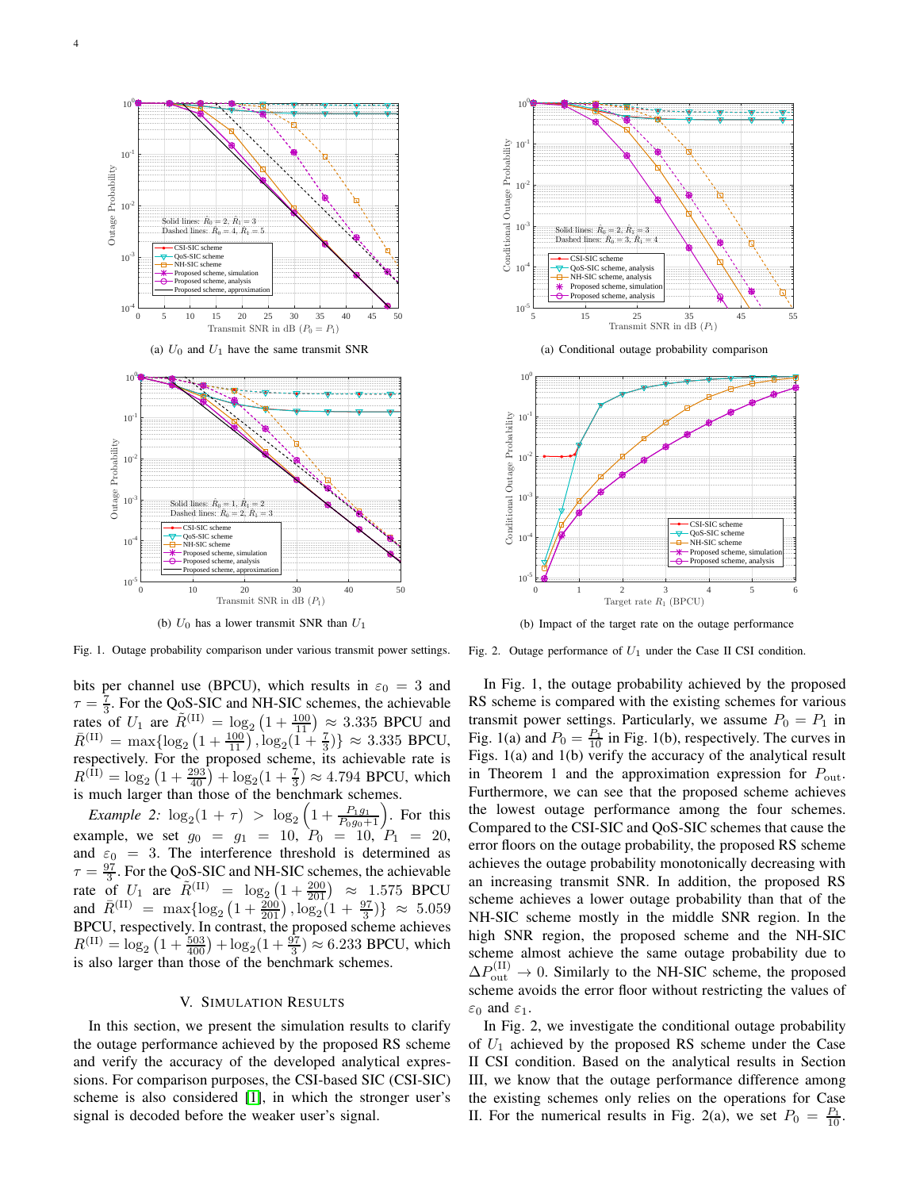(a) $U_0$ and $U_1$ have the same transmit SNR

(b) $U_0$ has a lower transmit SNR than $U_1$

Fig. 1. Outage probability comparison under various transmit power settings.

(a) Conditional outage probability comparison

(b) Impact of the target rate on the outage performance

Fig. 2. Outage performance of $U_1$ under the Case II CSI condition.

bits per channel use (BPCU), which results in $\varepsilon_0 = 3$ and $\tau = \frac{7}{3}$. For the QoS-SIC and NH-SIC schemes, the achievable rates of $U_1$ are $\tilde{R}^{(\mathrm{II})} = \log_2\left(1+\frac{100}{11}\right) \approx 3.335$ BPCU and $\bar{R}^{(\mathrm{II})} = \max\{\log_2\left(1+\frac{100}{11}\right), \log_2(1+\frac{7}{3})\} \approx 3.335$ BPCU, respectively. For the proposed scheme, its achievable rate is $R^{(\mathrm{II})} = \log_2\left(1+\frac{293}{40}\right) + \log_2(1+\frac{7}{3}) \approx 4.794$ BPCU, which is much larger than those of the benchmark schemes.

*Example 2:* $\log_2(1+\tau) > \log_2\left(1+\frac{P_1 g_1}{P_0 g_0 + 1}\right)$. For this example, we set $g_0 = g_1 = 10$, $P_0 = 10$, $P_1 = 20$, and $\varepsilon_0 = 3$. The interference threshold is determined as $\tau = \frac{97}{3}$. For the QoS-SIC and NH-SIC schemes, the achievable rate of $U_1$ are $\tilde{R}^{(\mathrm{II})} = \log_2\left(1+\frac{200}{201}\right) \approx 1.575$ BPCU and $\bar{R}^{(\mathrm{II})} = \max\{\log_2\left(1+\frac{200}{201}\right), \log_2(1+\frac{97}{3})\} \approx 5.059$ BPCU, respectively. In contrast, the proposed scheme achieves $R^{(\mathrm{II})} = \log_2\left(1+\frac{503}{400}\right) + \log_2(1+\frac{97}{3}) \approx 6.233$ BPCU, which is also larger than those of the benchmark schemes.

## V. Simulation Results

In this section, we present the simulation results to clarify the outage performance achieved by the proposed RS scheme and verify the accuracy of the developed analytical expressions. For comparison purposes, the CSI-based SIC (CSI-SIC) scheme is also considered [1], in which the stronger user's signal is decoded before the weaker user's signal.

In Fig. 1, the outage probability achieved by the proposed RS scheme is compared with the existing schemes for various transmit power settings. Particularly, we assume $P_0 = P_1$ in Fig. 1(a) and $P_0 = \frac{P_1}{10}$ in Fig. 1(b), respectively. The curves in Figs. 1(a) and 1(b) verify the accuracy of the analytical result in Theorem 1 and the approximation expression for $P_{\mathrm{out}}$. Furthermore, we can see that the proposed scheme achieves the lowest outage performance among the four schemes. Compared to the CSI-SIC and QoS-SIC schemes that cause the error floors on the outage probability, the proposed RS scheme achieves the outage probability monotonically decreasing with an increasing transmit SNR. In addition, the proposed RS scheme achieves a lower outage probability than that of the NH-SIC scheme mostly in the middle SNR region. In the high SNR region, the proposed scheme and the NH-SIC scheme almost achieve the same outage probability due to $\Delta P_{\mathrm{out}}^{(\mathrm{II})} \to 0$. Similarly to the NH-SIC scheme, the proposed scheme avoids the error floor without restricting the values of $\varepsilon_0$ and $\varepsilon_1$.

In Fig. 2, we investigate the conditional outage probability of $U_1$ achieved by the proposed RS scheme under the Case II CSI condition. Based on the analytical results in Section III, we know that the outage performance difference among the existing schemes only relies on the operations for Case II. For the numerical results in Fig. 2(a), we set $P_0 = \frac{P_1}{10}$.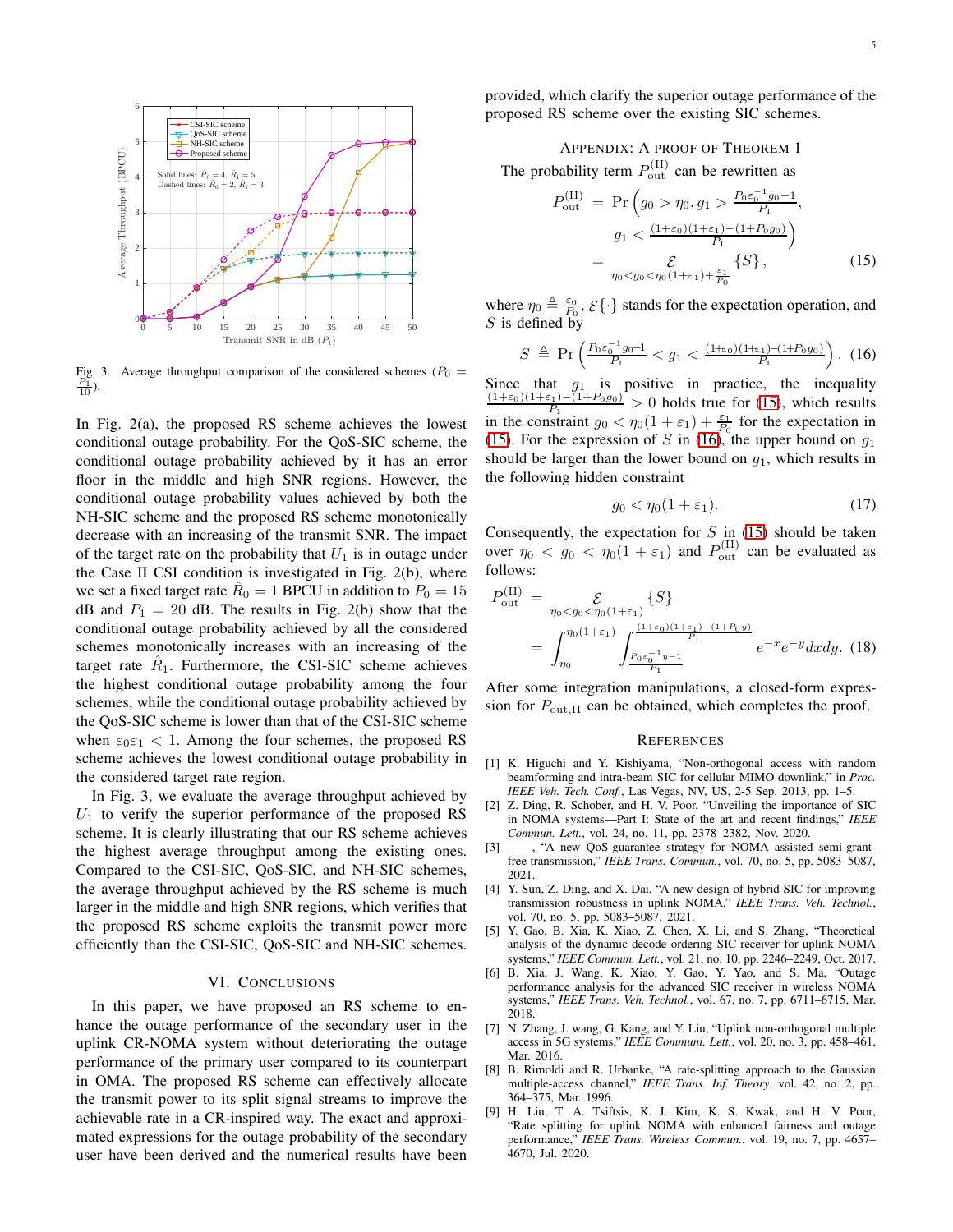6
5
4
3
2
1
0
0 5 10 15 20 25 30 35 40 45 50

Average Throughput (BPCU)

Transmit SNR in dB ($P_1$)

CSI-SIC scheme
QoS-SIC scheme
NH-SIC scheme
Proposed scheme

Solid lines: $\hat{R}_0 = 4$, $\hat{R}_1 = 5$
Dashed lines: $\hat{R}_0 = 2$, $\hat{R}_1 = 3$

Fig. 3. Average throughput comparison of the considered schemes ($P_0 = \frac{P_1}{10}$).

In Fig. 2(a), the proposed RS scheme achieves the lowest conditional outage probability. For the QoS-SIC scheme, the conditional outage probability achieved by it has an error floor in the middle and high SNR regions. However, the conditional outage probability values achieved by both the NH-SIC scheme and the proposed RS scheme monotonically decrease with an increasing of the transmit SNR. The impact of the target rate on the probability that $U_1$ is in outage under the Case II CSI condition is investigated in Fig. 2(b), where we set a fixed target rate $\hat{R}_0 = 1$ BPCU in addition to $P_0 = 15$ dB and $P_1 = 20$ dB. The results in Fig. 2(b) show that the conditional outage probability achieved by all the considered schemes monotonically increases with an increasing of the target rate $\hat{R}_1$. Furthermore, the CSI-SIC scheme achieves the highest conditional outage probability among the four schemes, while the conditional outage probability achieved by the QoS-SIC scheme is lower than that of the CSI-SIC scheme when $\varepsilon_0\varepsilon_1 < 1$. Among the four schemes, the proposed RS scheme achieves the lowest conditional outage probability in the considered target rate region.

In Fig. 3, we evaluate the average throughput achieved by $U_1$ to verify the superior performance of the proposed RS scheme. It is clearly illustrating that our RS scheme achieves the highest average throughput among the existing ones. Compared to the CSI-SIC, QoS-SIC, and NH-SIC schemes, the average throughput achieved by the RS scheme is much larger in the middle and high SNR regions, which verifies that the proposed RS scheme exploits the transmit power more efficiently than the CSI-SIC, QoS-SIC and NH-SIC schemes.

## VI. Conclusions

In this paper, we have proposed an RS scheme to enhance the outage performance of the secondary user in the uplink CR-NOMA system without deteriorating the outage performance of the primary user compared to its counterpart in OMA. The proposed RS scheme can effectively allocate the transmit power to its split signal streams to improve the achievable rate in a CR-inspired way. The exact and approximated expressions for the outage probability of the secondary user have been derived and the numerical results have been provided, which clarify the superior outage performance of the proposed RS scheme over the existing SIC schemes.

## Appendix: A Proof of Theorem 1

The probability term $P_{\text{out}}^{(\text{II})}$ can be rewritten as

$$P_{\text{out}}^{(\text{II})} = \Pr\left(g_0 > \eta_0, g_1 > \frac{P_0\varepsilon_0^{-1}g_0 - 1}{P_1},\right.$$
$$\left. g_1 < \frac{(1+\varepsilon_0)(1+\varepsilon_1) - (1+P_0g_0)}{P_1}\right)$$
$$= \underset{\eta_0 < g_0 < \eta_0(1+\varepsilon_1) + \frac{\varepsilon_1}{P_0}}{\mathcal{E}} \{S\}, \tag{15}$$

where $\eta_0 \triangleq \frac{\varepsilon_0}{P_0}$, $\mathcal{E}\{\cdot\}$ stands for the expectation operation, and $S$ is defined by

$$S \triangleq \Pr\left(\frac{P_0\varepsilon_0^{-1}g_0 - 1}{P_1} < g_1 < \frac{(1+\varepsilon_0)(1+\varepsilon_1) - (1+P_0g_0)}{P_1}\right). \tag{16}$$

Since that $g_1$ is positive in practice, the inequality $\frac{(1+\varepsilon_0)(1+\varepsilon_1) - (1+P_0g_0)}{P_1} > 0$ holds true for (15), which results in the constraint $g_0 < \eta_0(1+\varepsilon_1) + \frac{\varepsilon_1}{P_0}$ for the expectation in (15). For the expression of $S$ in (16), the upper bound on $g_1$ should be larger than the lower bound on $g_1$, which results in the following hidden constraint

$$g_0 < \eta_0(1+\varepsilon_1). \tag{17}$$

Consequently, the expectation for $S$ in (15) should be taken over $\eta_0 < g_0 < \eta_0(1+\varepsilon_1)$ and $P_{\text{out}}^{(\text{II})}$ can be evaluated as follows:

$$P_{\text{out}}^{(\text{II})} = \underset{\eta_0 < g_0 < \eta_0(1+\varepsilon_1)}{\mathcal{E}} \{S\}$$
$$= \int_{\eta_0}^{\eta_0(1+\varepsilon_1)} \int_{\frac{P_0\varepsilon_0^{-1}y - 1}{P_1}}^{\frac{(1+\varepsilon_0)(1+\varepsilon_1) - (1+P_0y)}{P_1}} e^{-x}e^{-y}dxdy. \tag{18}$$

After some integration manipulations, a closed-form expression for $P_{\text{out,II}}$ can be obtained, which completes the proof.

## References

[1] K. Higuchi and Y. Kishiyama, "Non-orthogonal access with random beamforming and intra-beam SIC for cellular MIMO downlink," in *Proc. IEEE Veh. Tech. Conf.*, Las Vegas, NV, US, 2-5 Sep. 2013, pp. 1–5.

[2] Z. Ding, R. Schober, and H. V. Poor, "Unveiling the importance of SIC in NOMA systems—Part I: State of the art and recent findings," *IEEE Commun. Lett.*, vol. 24, no. 11, pp. 2378–2382, Nov. 2020.

[3] ——, "A new QoS-guarantee strategy for NOMA assisted semi-grant-free transmission," *IEEE Trans. Commun.*, vol. 70, no. 5, pp. 5083–5087, 2021.

[4] Y. Sun, Z. Ding, and X. Dai, "A new design of hybrid SIC for improving transmission robustness in uplink NOMA," *IEEE Trans. Veh. Technol.*, vol. 70, no. 5, pp. 5083–5087, 2021.

[5] Y. Gao, B. Xia, K. Xiao, Z. Chen, X. Li, and S. Zhang, "Theoretical analysis of the dynamic decode ordering SIC receiver for uplink NOMA systems," *IEEE Commun. Lett.*, vol. 21, no. 10, pp. 2246–2249, Oct. 2017.

[6] B. Xia, J. Wang, K. Xiao, Y. Gao, Y. Yao, and S. Ma, "Outage performance analysis for the advanced SIC receiver in wireless NOMA systems," *IEEE Trans. Veh. Technol.*, vol. 67, no. 7, pp. 6711–6715, Mar. 2018.

[7] N. Zhang, J. wang, G. Kang, and Y. Liu, "Uplink non-orthogonal multiple access in 5G systems," *IEEE Communi. Lett.*, vol. 20, no. 3, pp. 458–461, Mar. 2016.

[8] B. Rimoldi and R. Urbanke, "A rate-splitting approach to the Gaussian multiple-access channel," *IEEE Trans. Inf. Theory*, vol. 42, no. 2, pp. 364–375, Mar. 1996.

[9] H. Liu, T. A. Tsiftsis, K. J. Kim, K. S. Kwak, and H. V. Poor, "Rate splitting for uplink NOMA with enhanced fairness and outage performance," *IEEE Trans. Wireless Commun.*, vol. 19, no. 7, pp. 4657–4670, Jul. 2020.